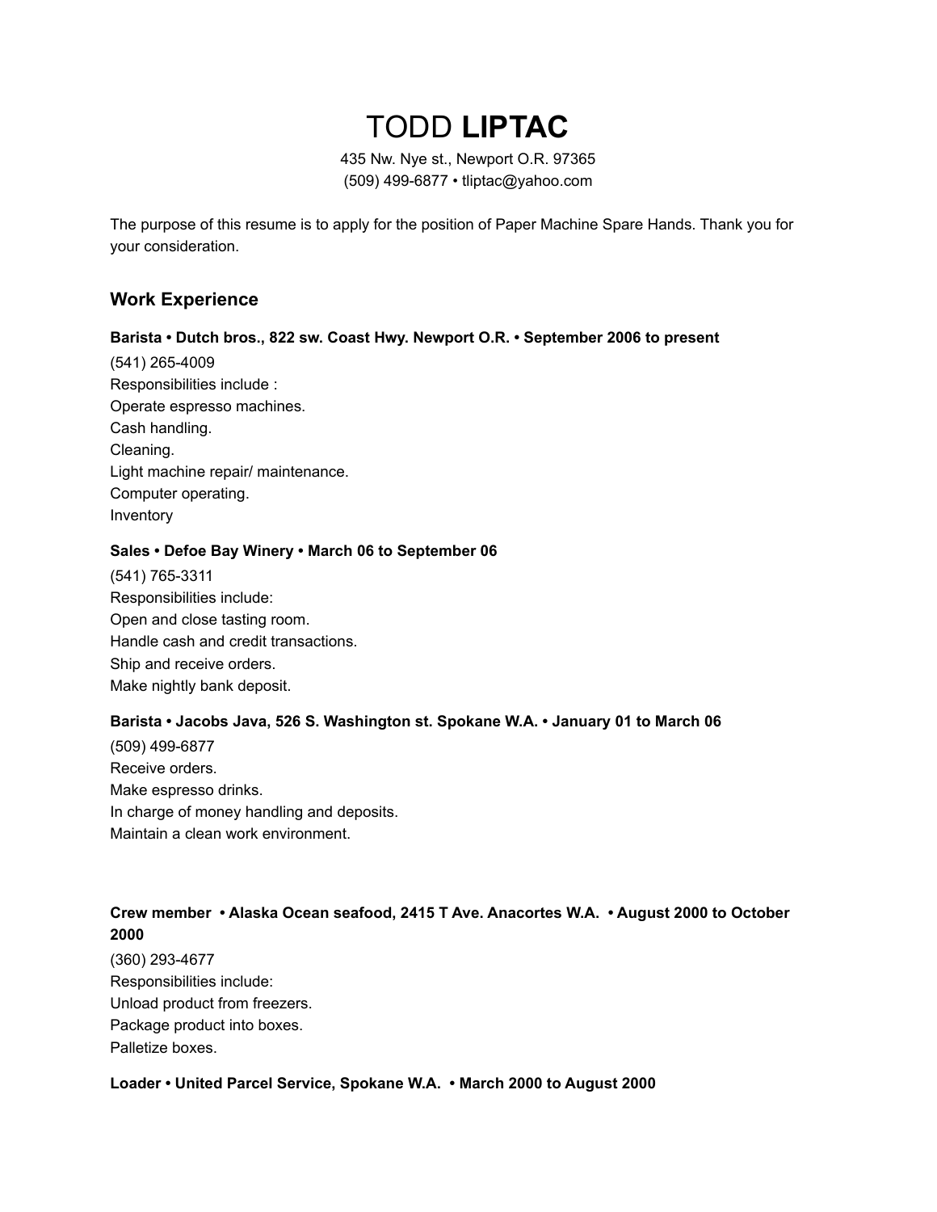# TODD **LIPTAC**

435 Nw. Nye st., Newport O.R. 97365
(509) 499-6877 • tliptac@yahoo.com

The purpose of this resume is to apply for the position of Paper Machine Spare Hands. Thank you for your consideration.

## Work Experience

**Barista • Dutch bros., 822 sw. Coast Hwy. Newport O.R. • September 2006 to present**

(541) 265-4009
Responsibilities include :
Operate espresso machines.
Cash handling.
Cleaning.
Light machine repair/ maintenance.
Computer operating.
Inventory

**Sales • Defoe Bay Winery • March 06 to September 06**

(541) 765-3311
Responsibilities include:
Open and close tasting room.
Handle cash and credit transactions.
Ship and receive orders.
Make nightly bank deposit.

**Barista • Jacobs Java, 526 S. Washington st. Spokane W.A. • January 01 to March 06**

(509) 499-6877
Receive orders.
Make espresso drinks.
In charge of money handling and deposits.
Maintain a clean work environment.

**Crew member • Alaska Ocean seafood, 2415 T Ave. Anacortes W.A. • August 2000 to October 2000**

(360) 293-4677
Responsibilities include:
Unload product from freezers.
Package product into boxes.
Palletize boxes.

**Loader • United Parcel Service, Spokane W.A. • March 2000 to August 2000**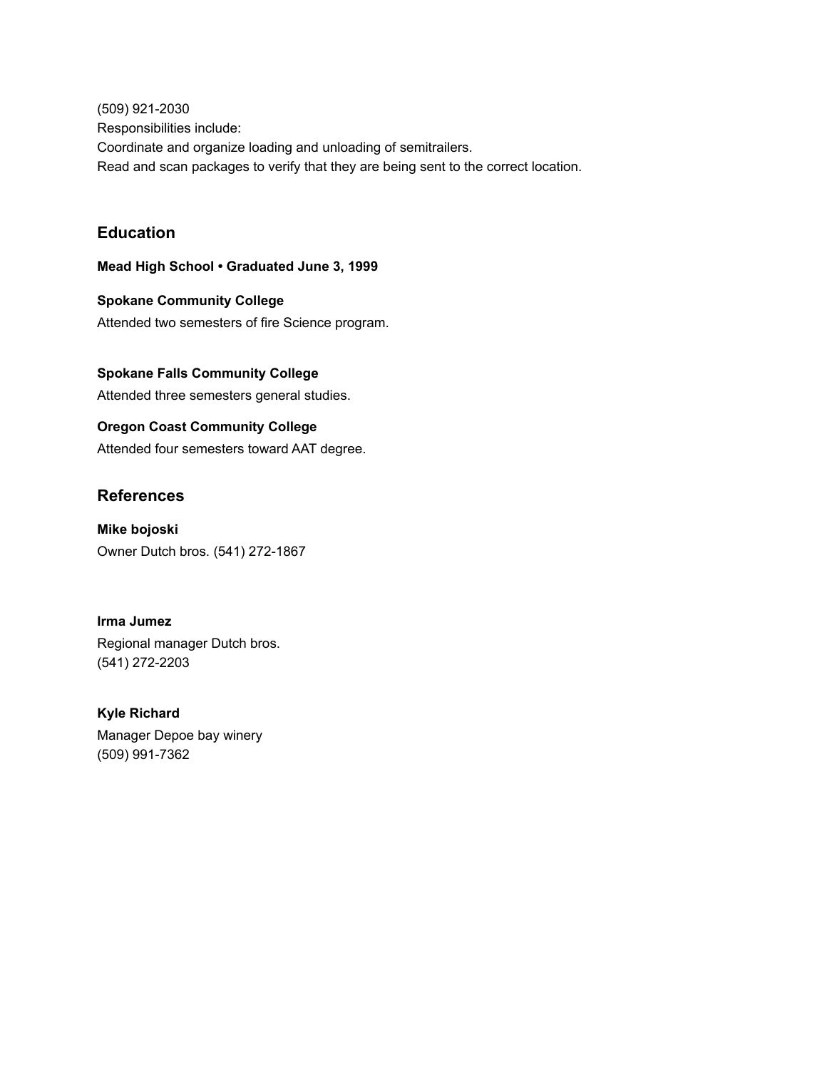(509) 921-2030
Responsibilities include:
Coordinate and organize loading and unloading of semitrailers.
Read and scan packages to verify that they are being sent to the correct location.

## Education

**Mead High School • Graduated June 3, 1999**

**Spokane Community College**
Attended two semesters of fire Science program.

**Spokane Falls Community College**
Attended three semesters general studies.

**Oregon Coast Community College**
Attended four semesters toward AAT degree.

## References

**Mike bojoski**
Owner Dutch bros. (541) 272-1867

**Irma Jumez**
Regional manager Dutch bros.
(541) 272-2203

**Kyle Richard**
Manager Depoe bay winery
(509) 991-7362